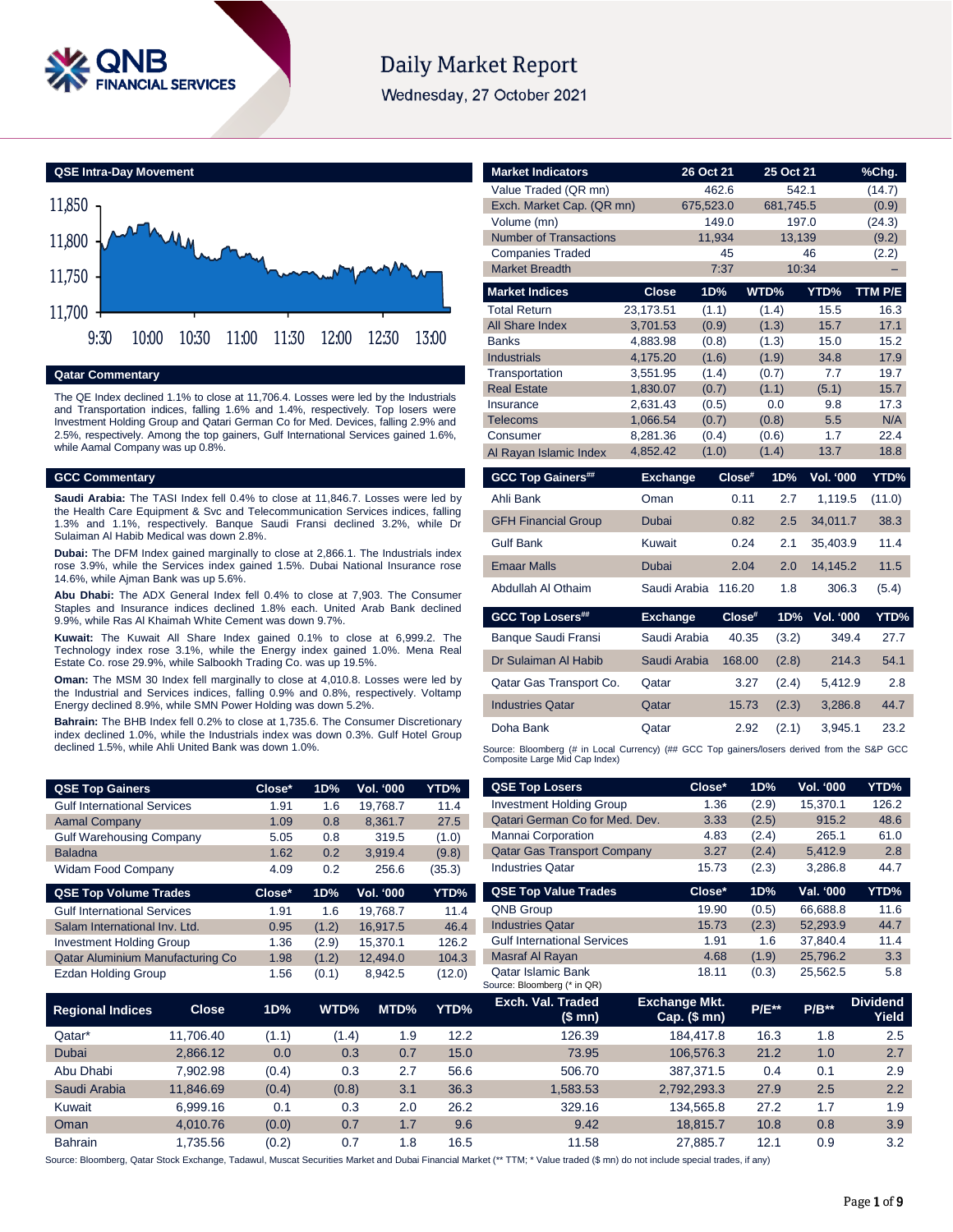# Daily Market Report

Wednesday, 27 October 2021

## QSE Intra-Day Movement

## Qatar Commentary

The QE Index declined 1.1% to close at 11,706.4. Losses were led by the Industrials and Transportation indices, falling 1.6% and 1.4%, respectively. Top losers were Investment Holding Group and Qatari German Co for Med. Devices, falling 2.9% and 2.5%, respectively. Among the top gainers, Gulf International Services gained 1.6%, while Aamal Company was up 0.8%.

## GCC Commentary

**Saudi Arabia:** The TASI Index fell 0.4% to close at 11,846.7. Losses were led by the Health Care Equipment & Svc and Telecommunication Services indices, falling 1.3% and 1.1%, respectively. Banque Saudi Fransi declined 3.2%, while Dr Sulaiman Al Habib Medical was down 2.8%.

**Dubai:** The DFM Index gained marginally to close at 2,866.1. The Industrials index rose 3.9%, while the Services index gained 1.5%. Dubai National Insurance rose 14.6%, while Ajman Bank was up 5.6%.

**Abu Dhabi:** The ADX General Index fell 0.4% to close at 7,903. The Consumer Staples and Insurance indices declined 1.8% each. United Arab Bank declined 9.9%, while Ras Al Khaimah White Cement was down 9.7%.

**Kuwait:** The Kuwait All Share Index gained 0.1% to close at 6,999.2. The Technology index rose 3.1%, while the Energy index gained 1.0%. Mena Real Estate Co. rose 29.9%, while Salbookh Trading Co. was up 19.5%.

**Oman:** The MSM 30 Index fell marginally to close at 4,010.8. Losses were led by the Industrial and Services indices, falling 0.9% and 0.8%, respectively. Voltamp Energy declined 8.9%, while SMN Power Holding was down 5.2%.

**Bahrain:** The BHB Index fell 0.2% to close at 1,735.6. The Consumer Discretionary index declined 1.0%, while the Industrials index was down 0.3%. Gulf Hotel Group declined 1.5%, while Ahli United Bank was down 1.0%.

| Market Indicators | 26 Oct 21 | 25 Oct 21 | %Chg. |
|---|---|---|---|
| Value Traded (QR mn) | 462.6 | 542.1 | (14.7) |
| Exch. Market Cap. (QR mn) | 675,523.0 | 681,745.5 | (0.9) |
| Volume (mn) | 149.0 | 197.0 | (24.3) |
| Number of Transactions | 11,934 | 13,139 | (9.2) |
| Companies Traded | 45 | 46 | (2.2) |
| Market Breadth | 7:37 | 10:34 | – |

| Market Indices | Close | 1D% | WTD% | YTD% | TTM P/E |
|---|---|---|---|---|---|
| Total Return | 23,173.51 | (1.1) | (1.4) | 15.5 | 16.3 |
| All Share Index | 3,701.53 | (0.9) | (1.3) | 15.7 | 17.1 |
| Banks | 4,883.98 | (0.8) | (1.3) | 15.0 | 15.2 |
| Industrials | 4,175.20 | (1.6) | (1.9) | 34.8 | 17.9 |
| Transportation | 3,551.95 | (1.4) | (0.7) | 7.7 | 19.7 |
| Real Estate | 1,830.07 | (0.7) | (1.1) | (5.1) | 15.7 |
| Insurance | 2,631.43 | (0.5) | 0.0 | 9.8 | 17.3 |
| Telecoms | 1,066.54 | (0.7) | (0.8) | 5.5 | N/A |
| Consumer | 8,281.36 | (0.4) | (0.6) | 1.7 | 22.4 |
| Al Rayan Islamic Index | 4,852.42 | (1.0) | (1.4) | 13.7 | 18.8 |

| GCC Top Gainers## | Exchange | Close# | 1D% | Vol. '000 | YTD% |
|---|---|---|---|---|---|
| Ahli Bank | Oman | 0.11 | 2.7 | 1,119.5 | (11.0) |
| GFH Financial Group | Dubai | 0.82 | 2.5 | 34,011.7 | 38.3 |
| Gulf Bank | Kuwait | 0.24 | 2.1 | 35,403.9 | 11.4 |
| Emaar Malls | Dubai | 2.04 | 2.0 | 14,145.2 | 11.5 |
| Abdullah Al Othaim | Saudi Arabia | 116.20 | 1.8 | 306.3 | (5.4) |

| GCC Top Losers## | Exchange | Close# | 1D% | Vol. '000 | YTD% |
|---|---|---|---|---|---|
| Banque Saudi Fransi | Saudi Arabia | 40.35 | (3.2) | 349.4 | 27.7 |
| Dr Sulaiman Al Habib | Saudi Arabia | 168.00 | (2.8) | 214.3 | 54.1 |
| Qatar Gas Transport Co. | Qatar | 3.27 | (2.4) | 5,412.9 | 2.8 |
| Industries Qatar | Qatar | 15.73 | (2.3) | 3,286.8 | 44.7 |
| Doha Bank | Qatar | 2.92 | (2.1) | 3,945.1 | 23.2 |

Source: Bloomberg (# in Local Currency) (## GCC Top gainers/losers derived from the S&P GCC Composite Large Mid Cap Index)

| QSE Top Gainers | Close* | 1D% | Vol. '000 | YTD% |
|---|---|---|---|---|
| Gulf International Services | 1.91 | 1.6 | 19,768.7 | 11.4 |
| Aamal Company | 1.09 | 0.8 | 8,361.7 | 27.5 |
| Gulf Warehousing Company | 5.05 | 0.8 | 319.5 | (1.0) |
| Baladna | 1.62 | 0.2 | 3,919.4 | (9.8) |
| Widam Food Company | 4.09 | 0.2 | 256.6 | (35.3) |

| QSE Top Volume Trades | Close* | 1D% | Vol. '000 | YTD% |
|---|---|---|---|---|
| Gulf International Services | 1.91 | 1.6 | 19,768.7 | 11.4 |
| Salam International Inv. Ltd. | 0.95 | (1.2) | 16,917.5 | 46.4 |
| Investment Holding Group | 1.36 | (2.9) | 15,370.1 | 126.2 |
| Qatar Aluminium Manufacturing Co | 1.98 | (1.2) | 12,494.0 | 104.3 |
| Ezdan Holding Group | 1.56 | (0.1) | 8,942.5 | (12.0) |

| QSE Top Losers | Close* | 1D% | Vol. '000 | YTD% |
|---|---|---|---|---|
| Investment Holding Group | 1.36 | (2.9) | 15,370.1 | 126.2 |
| Qatari German Co for Med. Dev. | 3.33 | (2.5) | 915.2 | 48.6 |
| Mannai Corporation | 4.83 | (2.4) | 265.1 | 61.0 |
| Qatar Gas Transport Company | 3.27 | (2.4) | 5,412.9 | 2.8 |
| Industries Qatar | 15.73 | (2.3) | 3,286.8 | 44.7 |

| QSE Top Value Trades | Close* | 1D% | Val. '000 | YTD% |
|---|---|---|---|---|
| QNB Group | 19.90 | (0.5) | 66,688.8 | 11.6 |
| Industries Qatar | 15.73 | (2.3) | 52,293.9 | 44.7 |
| Gulf International Services | 1.91 | 1.6 | 37,840.4 | 11.4 |
| Masraf Al Rayan | 4.68 | (1.9) | 25,796.2 | 3.3 |
| Qatar Islamic Bank | 18.11 | (0.3) | 25,562.5 | 5.8 |

Source: Bloomberg (* in QR)

| Regional Indices | Close | 1D% | WTD% | MTD% | YTD% | Exch. Val. Traded ($ mn) | Exchange Mkt. Cap. ($ mn) | P/E** | P/B** | Dividend Yield |
|---|---|---|---|---|---|---|---|---|---|---|
| Qatar* | 11,706.40 | (1.1) | (1.4) | 1.9 | 12.2 | 126.39 | 184,417.8 | 16.3 | 1.8 | 2.5 |
| Dubai | 2,866.12 | 0.0 | 0.3 | 0.7 | 15.0 | 73.95 | 106,576.3 | 21.2 | 1.0 | 2.7 |
| Abu Dhabi | 7,902.98 | (0.4) | 0.3 | 2.7 | 56.6 | 506.70 | 387,371.5 | 0.4 | 0.1 | 2.9 |
| Saudi Arabia | 11,846.69 | (0.4) | (0.8) | 3.1 | 36.3 | 1,583.53 | 2,792,293.3 | 27.9 | 2.5 | 2.2 |
| Kuwait | 6,999.16 | 0.1 | 0.3 | 2.0 | 26.2 | 329.16 | 134,565.8 | 27.2 | 1.7 | 1.9 |
| Oman | 4,010.76 | (0.0) | 0.7 | 1.7 | 9.6 | 9.42 | 18,815.7 | 10.8 | 0.8 | 3.9 |
| Bahrain | 1,735.56 | (0.2) | 0.7 | 1.8 | 16.5 | 11.58 | 27,885.7 | 12.1 | 0.9 | 3.2 |

Source: Bloomberg, Qatar Stock Exchange, Tadawul, Muscat Securities Market and Dubai Financial Market (** TTM; * Value traded ($ mn) do not include special trades, if any)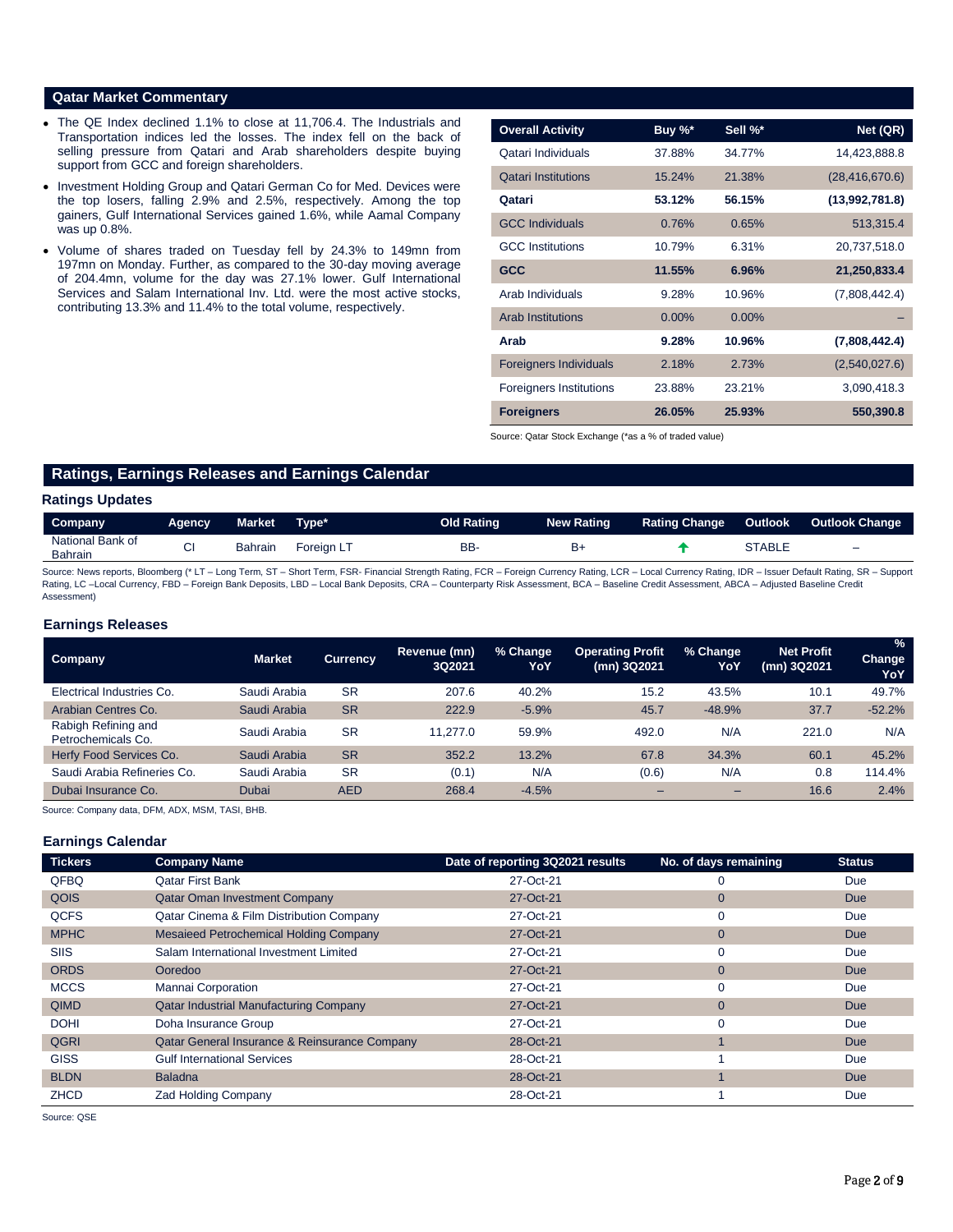## Qatar Market Commentary

- The QE Index declined 1.1% to close at 11,706.4. The Industrials and Transportation indices led the losses. The index fell on the back of selling pressure from Qatari and Arab shareholders despite buying support from GCC and foreign shareholders.
- Investment Holding Group and Qatari German Co for Med. Devices were the top losers, falling 2.9% and 2.5%, respectively. Among the top gainers, Gulf International Services gained 1.6%, while Aamal Company was up 0.8%.
- Volume of shares traded on Tuesday fell by 24.3% to 149mn from 197mn on Monday. Further, as compared to the 30-day moving average of 204.4mn, volume for the day was 27.1% lower. Gulf International Services and Salam International Inv. Ltd. were the most active stocks, contributing 13.3% and 11.4% to the total volume, respectively.

| Overall Activity | Buy %* | Sell %* | Net (QR) |
|---|---|---|---|
| Qatari Individuals | 37.88% | 34.77% | 14,423,888.8 |
| Qatari Institutions | 15.24% | 21.38% | (28,416,670.6) |
| **Qatari** | **53.12%** | **56.15%** | **(13,992,781.8)** |
| GCC Individuals | 0.76% | 0.65% | 513,315.4 |
| GCC Institutions | 10.79% | 6.31% | 20,737,518.0 |
| **GCC** | **11.55%** | **6.96%** | **21,250,833.4** |
| Arab Individuals | 9.28% | 10.96% | (7,808,442.4) |
| Arab Institutions | 0.00% | 0.00% | – |
| **Arab** | **9.28%** | **10.96%** | **(7,808,442.4)** |
| Foreigners Individuals | 2.18% | 2.73% | (2,540,027.6) |
| Foreigners Institutions | 23.88% | 23.21% | 3,090,418.3 |
| **Foreigners** | **26.05%** | **25.93%** | **550,390.8** |

Source: Qatar Stock Exchange (*as a % of traded value)

## Ratings, Earnings Releases and Earnings Calendar

### Ratings Updates

| Company | Agency | Market | Type* | Old Rating | New Rating | Rating Change | Outlook | Outlook Change |
|---|---|---|---|---|---|---|---|---|
| National Bank of Bahrain | CI | Bahrain | Foreign LT | BB- | B+ | ↑ | STABLE | – |

Source: News reports, Bloomberg (* LT – Long Term, ST – Short Term, FSR- Financial Strength Rating, FCR – Foreign Currency Rating, LCR – Local Currency Rating, IDR – Issuer Default Rating, SR – Support Rating, LC –Local Currency, FBD – Foreign Bank Deposits, LBD – Local Bank Deposits, CRA – Counterparty Risk Assessment, BCA – Baseline Credit Assessment, ABCA – Adjusted Baseline Credit Assessment)

### Earnings Releases

| Company | Market | Currency | Revenue (mn) 3Q2021 | % Change YoY | Operating Profit (mn) 3Q2021 | % Change YoY | Net Profit (mn) 3Q2021 | % Change YoY |
|---|---|---|---|---|---|---|---|---|
| Electrical Industries Co. | Saudi Arabia | SR | 207.6 | 40.2% | 15.2 | 43.5% | 10.1 | 49.7% |
| Arabian Centres Co. | Saudi Arabia | SR | 222.9 | -5.9% | 45.7 | -48.9% | 37.7 | -52.2% |
| Rabigh Refining and Petrochemicals Co. | Saudi Arabia | SR | 11,277.0 | 59.9% | 492.0 | N/A | 221.0 | N/A |
| Herfy Food Services Co. | Saudi Arabia | SR | 352.2 | 13.2% | 67.8 | 34.3% | 60.1 | 45.2% |
| Saudi Arabia Refineries Co. | Saudi Arabia | SR | (0.1) | N/A | (0.6) | N/A | 0.8 | 114.4% |
| Dubai Insurance Co. | Dubai | AED | 268.4 | -4.5% | – | – | 16.6 | 2.4% |

Source: Company data, DFM, ADX, MSM, TASI, BHB.

### Earnings Calendar

| Tickers | Company Name | Date of reporting 3Q2021 results | No. of days remaining | Status |
|---|---|---|---|---|
| QFBQ | Qatar First Bank | 27-Oct-21 | 0 | Due |
| QOIS | Qatar Oman Investment Company | 27-Oct-21 | 0 | Due |
| QCFS | Qatar Cinema & Film Distribution Company | 27-Oct-21 | 0 | Due |
| MPHC | Mesaieed Petrochemical Holding Company | 27-Oct-21 | 0 | Due |
| SIIS | Salam International Investment Limited | 27-Oct-21 | 0 | Due |
| ORDS | Ooredoo | 27-Oct-21 | 0 | Due |
| MCCS | Mannai Corporation | 27-Oct-21 | 0 | Due |
| QIMD | Qatar Industrial Manufacturing Company | 27-Oct-21 | 0 | Due |
| DOHI | Doha Insurance Group | 27-Oct-21 | 0 | Due |
| QGRI | Qatar General Insurance & Reinsurance Company | 28-Oct-21 | 1 | Due |
| GISS | Gulf International Services | 28-Oct-21 | 1 | Due |
| BLDN | Baladna | 28-Oct-21 | 1 | Due |
| ZHCD | Zad Holding Company | 28-Oct-21 | 1 | Due |

Source: QSE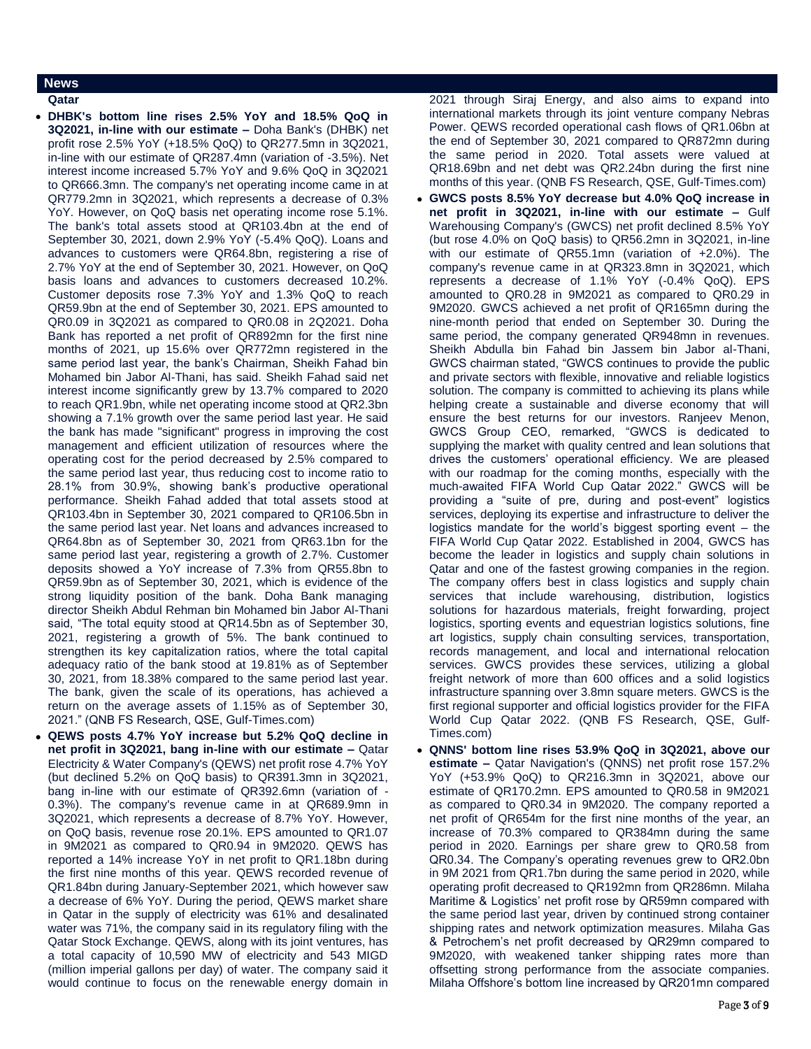## News

### Qatar

- **DHBK's bottom line rises 2.5% YoY and 18.5% QoQ in 3Q2021, in-line with our estimate –** Doha Bank's (DHBK) net profit rose 2.5% YoY (+18.5% QoQ) to QR277.5mn in 3Q2021, in-line with our estimate of QR287.4mn (variation of -3.5%). Net interest income increased 5.7% YoY and 9.6% QoQ in 3Q2021 to QR666.3mn. The company's net operating income came in at QR779.2mn in 3Q2021, which represents a decrease of 0.3% YoY. However, on QoQ basis net operating income rose 5.1%. The bank's total assets stood at QR103.4bn at the end of September 30, 2021, down 2.9% YoY (-5.4% QoQ). Loans and advances to customers were QR64.8bn, registering a rise of 2.7% YoY at the end of September 30, 2021. However, on QoQ basis loans and advances to customers decreased 10.2%. Customer deposits rose 7.3% YoY and 1.3% QoQ to reach QR59.9bn at the end of September 30, 2021. EPS amounted to QR0.09 in 3Q2021 as compared to QR0.08 in 2Q2021. Doha Bank has reported a net profit of QR892mn for the first nine months of 2021, up 15.6% over QR772mn registered in the same period last year, the bank's Chairman, Sheikh Fahad bin Mohamed bin Jabor Al-Thani, has said. Sheikh Fahad said net interest income significantly grew by 13.7% compared to 2020 to reach QR1.9bn, while net operating income stood at QR2.3bn showing a 7.1% growth over the same period last year. He said the bank has made "significant" progress in improving the cost management and efficient utilization of resources where the operating cost for the period decreased by 2.5% compared to the same period last year, thus reducing cost to income ratio to 28.1% from 30.9%, showing bank's productive operational performance. Sheikh Fahad added that total assets stood at QR103.4bn in September 30, 2021 compared to QR106.5bn in the same period last year. Net loans and advances increased to QR64.8bn as of September 30, 2021 from QR63.1bn for the same period last year, registering a growth of 2.7%. Customer deposits showed a YoY increase of 7.3% from QR55.8bn to QR59.9bn as of September 30, 2021, which is evidence of the strong liquidity position of the bank. Doha Bank managing director Sheikh Abdul Rehman bin Mohamed bin Jabor Al-Thani said, "The total equity stood at QR14.5bn as of September 30, 2021, registering a growth of 5%. The bank continued to strengthen its key capitalization ratios, where the total capital adequacy ratio of the bank stood at 19.81% as of September 30, 2021, from 18.38% compared to the same period last year. The bank, given the scale of its operations, has achieved a return on the average assets of 1.15% as of September 30, 2021." (QNB FS Research, QSE, Gulf-Times.com)
- **QEWS posts 4.7% YoY increase but 5.2% QoQ decline in net profit in 3Q2021, bang in-line with our estimate –** Qatar Electricity & Water Company's (QEWS) net profit rose 4.7% YoY (but declined 5.2% on QoQ basis) to QR391.3mn in 3Q2021, bang in-line with our estimate of QR392.6mn (variation of -0.3%). The company's revenue came in at QR689.9mn in 3Q2021, which represents a decrease of 8.7% YoY. However, on QoQ basis, revenue rose 20.1%. EPS amounted to QR1.07 in 9M2021 as compared to QR0.94 in 9M2020. QEWS has reported a 14% increase YoY in net profit to QR1.18bn during the first nine months of this year. QEWS recorded revenue of QR1.84bn during January-September 2021, which however saw a decrease of 6% YoY. During the period, QEWS market share in Qatar in the supply of electricity was 61% and desalinated water was 71%, the company said in its regulatory filing with the Qatar Stock Exchange. QEWS, along with its joint ventures, has a total capacity of 10,590 MW of electricity and 543 MIGD (million imperial gallons per day) of water. The company said it would continue to focus on the renewable energy domain in 2021 through Siraj Energy, and also aims to expand into international markets through its joint venture company Nebras Power. QEWS recorded operational cash flows of QR1.06bn at the end of September 30, 2021 compared to QR872mn during the same period in 2020. Total assets were valued at QR18.69bn and net debt was QR2.24bn during the first nine months of this year. (QNB FS Research, QSE, Gulf-Times.com)
- **GWCS posts 8.5% YoY decrease but 4.0% QoQ increase in net profit in 3Q2021, in-line with our estimate –** Gulf Warehousing Company's (GWCS) net profit declined 8.5% YoY (but rose 4.0% on QoQ basis) to QR56.2mn in 3Q2021, in-line with our estimate of QR55.1mn (variation of +2.0%). The company's revenue came in at QR323.8mn in 3Q2021, which represents a decrease of 1.1% YoY (-0.4% QoQ). EPS amounted to QR0.28 in 9M2021 as compared to QR0.29 in 9M2020. GWCS achieved a net profit of QR165mn during the nine-month period that ended on September 30. During the same period, the company generated QR948mn in revenues. Sheikh Abdulla bin Fahad bin Jassem bin Jabor al-Thani, GWCS chairman stated, "GWCS continues to provide the public and private sectors with flexible, innovative and reliable logistics solution. The company is committed to achieving its plans while helping create a sustainable and diverse economy that will ensure the best returns for our investors. Ranjeev Menon, GWCS Group CEO, remarked, "GWCS is dedicated to supplying the market with quality centred and lean solutions that drives the customers' operational efficiency. We are pleased with our roadmap for the coming months, especially with the much-awaited FIFA World Cup Qatar 2022." GWCS will be providing a "suite of pre, during and post-event" logistics services, deploying its expertise and infrastructure to deliver the logistics mandate for the world's biggest sporting event – the FIFA World Cup Qatar 2022. Established in 2004, GWCS has become the leader in logistics and supply chain solutions in Qatar and one of the fastest growing companies in the region. The company offers best in class logistics and supply chain services that include warehousing, distribution, logistics solutions for hazardous materials, freight forwarding, project logistics, sporting events and equestrian logistics solutions, fine art logistics, supply chain consulting services, transportation, records management, and local and international relocation services. GWCS provides these services, utilizing a global freight network of more than 600 offices and a solid logistics infrastructure spanning over 3.8mn square meters. GWCS is the first regional supporter and official logistics provider for the FIFA World Cup Qatar 2022. (QNB FS Research, QSE, Gulf-Times.com)
- **QNNS' bottom line rises 53.9% QoQ in 3Q2021, above our estimate –** Qatar Navigation's (QNNS) net profit rose 157.2% YoY (+53.9% QoQ) to QR216.3mn in 3Q2021, above our estimate of QR170.2mn. EPS amounted to QR0.58 in 9M2021 as compared to QR0.34 in 9M2020. The company reported a net profit of QR654m for the first nine months of the year, an increase of 70.3% compared to QR384mn during the same period in 2020. Earnings per share grew to QR0.58 from QR0.34. The Company's operating revenues grew to QR2.0bn in 9M 2021 from QR1.7bn during the same period in 2020, while operating profit decreased to QR192mn from QR286mn. Milaha Maritime & Logistics' net profit rose by QR59mn compared with the same period last year, driven by continued strong container shipping rates and network optimization measures. Milaha Gas & Petrochem's net profit decreased by QR29mn compared to 9M2020, with weakened tanker shipping rates more than offsetting strong performance from the associate companies. Milaha Offshore's bottom line increased by QR201mn compared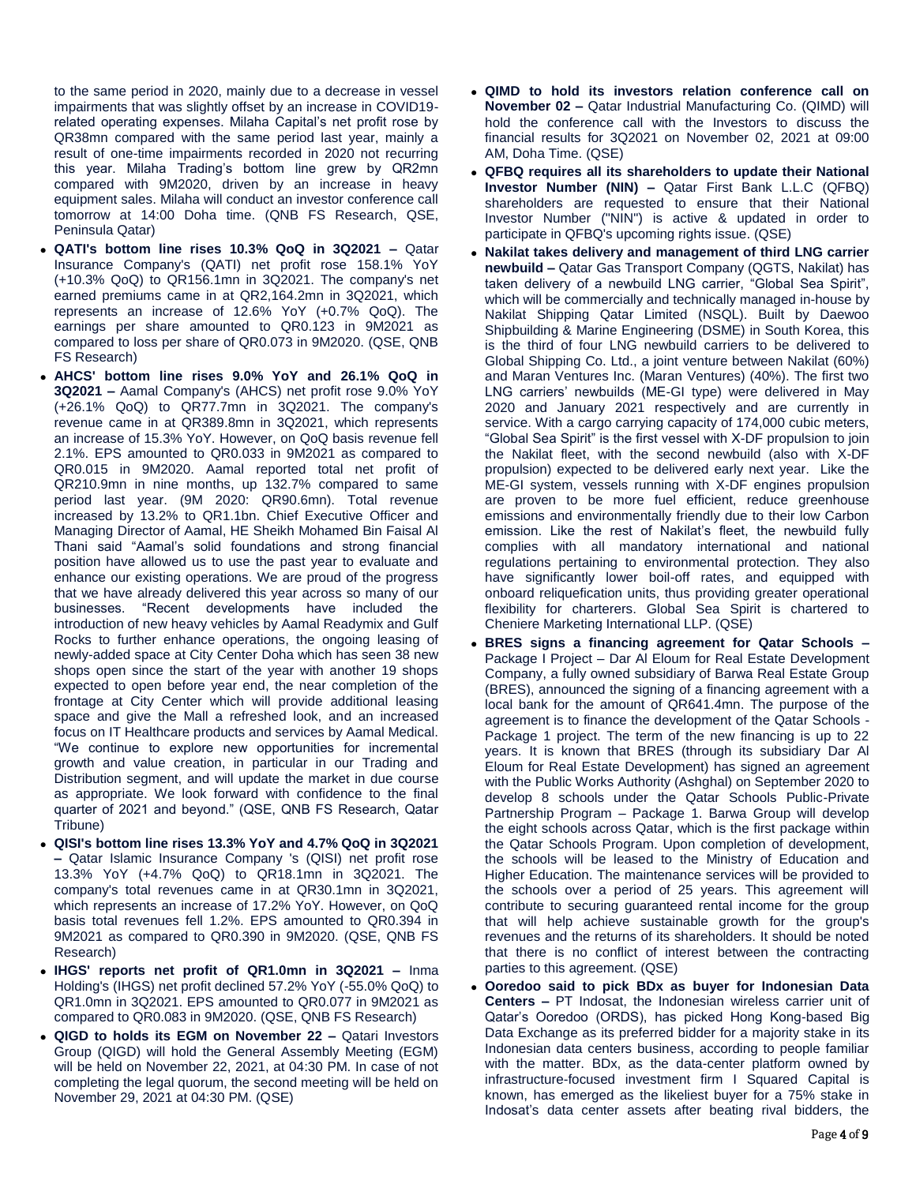to the same period in 2020, mainly due to a decrease in vessel impairments that was slightly offset by an increase in COVID19-related operating expenses. Milaha Capital's net profit rose by QR38mn compared with the same period last year, mainly a result of one-time impairments recorded in 2020 not recurring this year. Milaha Trading's bottom line grew by QR2mn compared with 9M2020, driven by an increase in heavy equipment sales. Milaha will conduct an investor conference call tomorrow at 14:00 Doha time. (QNB FS Research, QSE, Peninsula Qatar)

- **QATI's bottom line rises 10.3% QoQ in 3Q2021 –** Qatar Insurance Company's (QATI) net profit rose 158.1% YoY (+10.3% QoQ) to QR156.1mn in 3Q2021. The company's net earned premiums came in at QR2,164.2mn in 3Q2021, which represents an increase of 12.6% YoY (+0.7% QoQ). The earnings per share amounted to QR0.123 in 9M2021 as compared to loss per share of QR0.073 in 9M2020. (QSE, QNB FS Research)
- **AHCS' bottom line rises 9.0% YoY and 26.1% QoQ in 3Q2021 –** Aamal Company's (AHCS) net profit rose 9.0% YoY (+26.1% QoQ) to QR77.7mn in 3Q2021. The company's revenue came in at QR389.8mn in 3Q2021, which represents an increase of 15.3% YoY. However, on QoQ basis revenue fell 2.1%. EPS amounted to QR0.033 in 9M2021 as compared to QR0.015 in 9M2020. Aamal reported total net profit of QR210.9mn in nine months, up 132.7% compared to same period last year. (9M 2020: QR90.6mn). Total revenue increased by 13.2% to QR1.1bn. Chief Executive Officer and Managing Director of Aamal, HE Sheikh Mohamed Bin Faisal Al Thani said "Aamal's solid foundations and strong financial position have allowed us to use the past year to evaluate and enhance our existing operations. We are proud of the progress that we have already delivered this year across so many of our businesses. "Recent developments have included the introduction of new heavy vehicles by Aamal Readymix and Gulf Rocks to further enhance operations, the ongoing leasing of newly-added space at City Center Doha which has seen 38 new shops open since the start of the year with another 19 shops expected to open before year end, the near completion of the frontage at City Center which will provide additional leasing space and give the Mall a refreshed look, and an increased focus on IT Healthcare products and services by Aamal Medical. "We continue to explore new opportunities for incremental growth and value creation, in particular in our Trading and Distribution segment, and will update the market in due course as appropriate. We look forward with confidence to the final quarter of 2021 and beyond." (QSE, QNB FS Research, Qatar Tribune)
- **QISI's bottom line rises 13.3% YoY and 4.7% QoQ in 3Q2021 –** Qatar Islamic Insurance Company 's (QISI) net profit rose 13.3% YoY (+4.7% QoQ) to QR18.1mn in 3Q2021. The company's total revenues came in at QR30.1mn in 3Q2021, which represents an increase of 17.2% YoY. However, on QoQ basis total revenues fell 1.2%. EPS amounted to QR0.394 in 9M2021 as compared to QR0.390 in 9M2020. (QSE, QNB FS Research)
- **IHGS' reports net profit of QR1.0mn in 3Q2021 –** Inma Holding's (IHGS) net profit declined 57.2% YoY (-55.0% QoQ) to QR1.0mn in 3Q2021. EPS amounted to QR0.077 in 9M2021 as compared to QR0.083 in 9M2020. (QSE, QNB FS Research)
- **QIGD to holds its EGM on November 22 –** Qatari Investors Group (QIGD) will hold the General Assembly Meeting (EGM) will be held on November 22, 2021, at 04:30 PM. In case of not completing the legal quorum, the second meeting will be held on November 29, 2021 at 04:30 PM. (QSE)
- **QIMD to hold its investors relation conference call on November 02 –** Qatar Industrial Manufacturing Co. (QIMD) will hold the conference call with the Investors to discuss the financial results for 3Q2021 on November 02, 2021 at 09:00 AM, Doha Time. (QSE)
- **QFBQ requires all its shareholders to update their National Investor Number (NIN) –** Qatar First Bank L.L.C (QFBQ) shareholders are requested to ensure that their National Investor Number ("NIN") is active & updated in order to participate in QFBQ's upcoming rights issue. (QSE)
- **Nakilat takes delivery and management of third LNG carrier newbuild –** Qatar Gas Transport Company (QGTS, Nakilat) has taken delivery of a newbuild LNG carrier, "Global Sea Spirit", which will be commercially and technically managed in-house by Nakilat Shipping Qatar Limited (NSQL). Built by Daewoo Shipbuilding & Marine Engineering (DSME) in South Korea, this is the third of four LNG newbuild carriers to be delivered to Global Shipping Co. Ltd., a joint venture between Nakilat (60%) and Maran Ventures Inc. (Maran Ventures) (40%). The first two LNG carriers' newbuilds (ME-GI type) were delivered in May 2020 and January 2021 respectively and are currently in service. With a cargo carrying capacity of 174,000 cubic meters, "Global Sea Spirit" is the first vessel with X-DF propulsion to join the Nakilat fleet, with the second newbuild (also with X-DF propulsion) expected to be delivered early next year. Like the ME-GI system, vessels running with X-DF engines propulsion are proven to be more fuel efficient, reduce greenhouse emissions and environmentally friendly due to their low Carbon emission. Like the rest of Nakilat's fleet, the newbuild fully complies with all mandatory international and national regulations pertaining to environmental protection. They also have significantly lower boil-off rates, and equipped with onboard reliquefication units, thus providing greater operational flexibility for charterers. Global Sea Spirit is chartered to Cheniere Marketing International LLP. (QSE)
- **BRES signs a financing agreement for Qatar Schools –** Package I Project – Dar Al Eloum for Real Estate Development Company, a fully owned subsidiary of Barwa Real Estate Group (BRES), announced the signing of a financing agreement with a local bank for the amount of QR641.4mn. The purpose of the agreement is to finance the development of the Qatar Schools - Package 1 project. The term of the new financing is up to 22 years. It is known that BRES (through its subsidiary Dar Al Eloum for Real Estate Development) has signed an agreement with the Public Works Authority (Ashghal) on September 2020 to develop 8 schools under the Qatar Schools Public-Private Partnership Program – Package 1. Barwa Group will develop the eight schools across Qatar, which is the first package within the Qatar Schools Program. Upon completion of development, the schools will be leased to the Ministry of Education and Higher Education. The maintenance services will be provided to the schools over a period of 25 years. This agreement will contribute to securing guaranteed rental income for the group that will help achieve sustainable growth for the group's revenues and the returns of its shareholders. It should be noted that there is no conflict of interest between the contracting parties to this agreement. (QSE)
- **Ooredoo said to pick BDx as buyer for Indonesian Data Centers –** PT Indosat, the Indonesian wireless carrier unit of Qatar's Ooredoo (ORDS), has picked Hong Kong-based Big Data Exchange as its preferred bidder for a majority stake in its Indonesian data centers business, according to people familiar with the matter. BDx, as the data-center platform owned by infrastructure-focused investment firm I Squared Capital is known, has emerged as the likeliest buyer for a 75% stake in Indosat's data center assets after beating rival bidders, the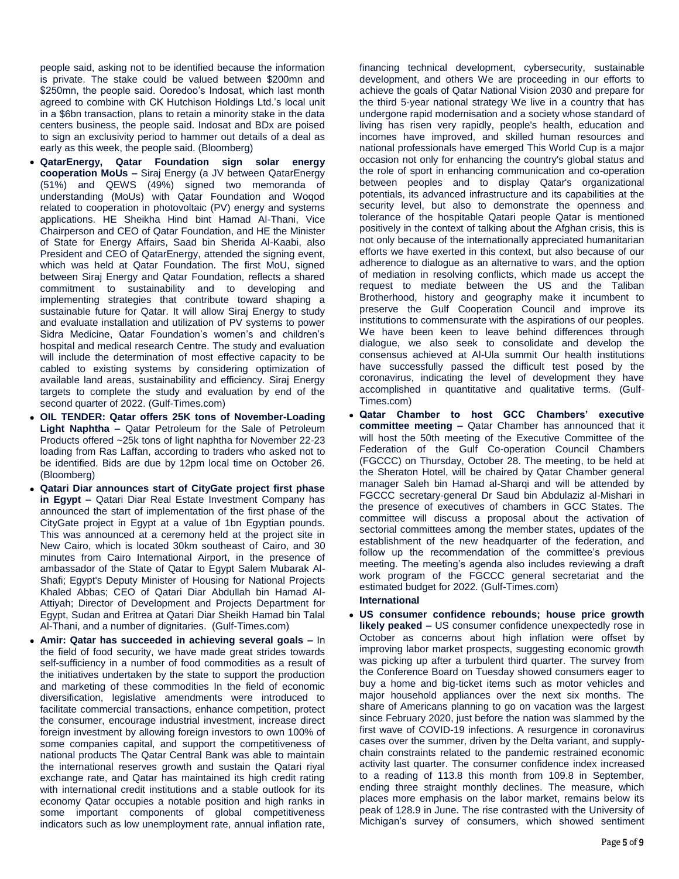people said, asking not to be identified because the information is private. The stake could be valued between $200mn and $250mn, the people said. Ooredoo's Indosat, which last month agreed to combine with CK Hutchison Holdings Ltd.'s local unit in a $6bn transaction, plans to retain a minority stake in the data centers business, the people said. Indosat and BDx are poised to sign an exclusivity period to hammer out details of a deal as early as this week, the people said. (Bloomberg)

- **QatarEnergy, Qatar Foundation sign solar energy cooperation MoUs –** Siraj Energy (a JV between QatarEnergy (51%) and QEWS (49%) signed two memoranda of understanding (MoUs) with Qatar Foundation and Woqod related to cooperation in photovoltaic (PV) energy and systems applications. HE Sheikha Hind bint Hamad Al-Thani, Vice Chairperson and CEO of Qatar Foundation, and HE the Minister of State for Energy Affairs, Saad bin Sherida Al-Kaabi, also President and CEO of QatarEnergy, attended the signing event, which was held at Qatar Foundation. The first MoU, signed between Siraj Energy and Qatar Foundation, reflects a shared commitment to sustainability and to developing and implementing strategies that contribute toward shaping a sustainable future for Qatar. It will allow Siraj Energy to study and evaluate installation and utilization of PV systems to power Sidra Medicine, Qatar Foundation's women's and children's hospital and medical research Centre. The study and evaluation will include the determination of most effective capacity to be cabled to existing systems by considering optimization of available land areas, sustainability and efficiency. Siraj Energy targets to complete the study and evaluation by end of the second quarter of 2022. (Gulf-Times.com)
- **OIL TENDER: Qatar offers 25K tons of November-Loading Light Naphtha –** Qatar Petroleum for the Sale of Petroleum Products offered ~25k tons of light naphtha for November 22-23 loading from Ras Laffan, according to traders who asked not to be identified. Bids are due by 12pm local time on October 26. (Bloomberg)
- **Qatari Diar announces start of CityGate project first phase in Egypt –** Qatari Diar Real Estate Investment Company has announced the start of implementation of the first phase of the CityGate project in Egypt at a value of 1bn Egyptian pounds. This was announced at a ceremony held at the project site in New Cairo, which is located 30km southeast of Cairo, and 30 minutes from Cairo International Airport, in the presence of ambassador of the State of Qatar to Egypt Salem Mubarak Al-Shafi; Egypt's Deputy Minister of Housing for National Projects Khaled Abbas; CEO of Qatari Diar Abdullah bin Hamad Al-Attiyah; Director of Development and Projects Department for Egypt, Sudan and Eritrea at Qatari Diar Sheikh Hamad bin Talal Al-Thani, and a number of dignitaries. (Gulf-Times.com)
- **Amir: Qatar has succeeded in achieving several goals –** In the field of food security, we have made great strides towards self-sufficiency in a number of food commodities as a result of the initiatives undertaken by the state to support the production and marketing of these commodities In the field of economic diversification, legislative amendments were introduced to facilitate commercial transactions, enhance competition, protect the consumer, encourage industrial investment, increase direct foreign investment by allowing foreign investors to own 100% of some companies capital, and support the competitiveness of national products The Qatar Central Bank was able to maintain the international reserves growth and sustain the Qatari riyal exchange rate, and Qatar has maintained its high credit rating with international credit institutions and a stable outlook for its economy Qatar occupies a notable position and high ranks in some important components of global competitiveness indicators such as low unemployment rate, annual inflation rate, financing technical development, cybersecurity, sustainable development, and others We are proceeding in our efforts to achieve the goals of Qatar National Vision 2030 and prepare for the third 5-year national strategy We live in a country that has undergone rapid modernisation and a society whose standard of living has risen very rapidly, people's health, education and incomes have improved, and skilled human resources and national professionals have emerged This World Cup is a major occasion not only for enhancing the country's global status and the role of sport in enhancing communication and co-operation between peoples and to display Qatar's organizational potentials, its advanced infrastructure and its capabilities at the security level, but also to demonstrate the openness and tolerance of the hospitable Qatari people Qatar is mentioned positively in the context of talking about the Afghan crisis, this is not only because of the internationally appreciated humanitarian efforts we have exerted in this context, but also because of our adherence to dialogue as an alternative to wars, and the option of mediation in resolving conflicts, which made us accept the request to mediate between the US and the Taliban Brotherhood, history and geography make it incumbent to preserve the Gulf Cooperation Council and improve its institutions to commensurate with the aspirations of our peoples. We have been keen to leave behind differences through dialogue, we also seek to consolidate and develop the consensus achieved at Al-Ula summit Our health institutions have successfully passed the difficult test posed by the coronavirus, indicating the level of development they have accomplished in quantitative and qualitative terms. (Gulf-Times.com)
- **Qatar Chamber to host GCC Chambers' executive committee meeting –** Qatar Chamber has announced that it will host the 50th meeting of the Executive Committee of the Federation of the Gulf Co-operation Council Chambers (FGCCC) on Thursday, October 28. The meeting, to be held at the Sheraton Hotel, will be chaired by Qatar Chamber general manager Saleh bin Hamad al-Sharqi and will be attended by FGCCC secretary-general Dr Saud bin Abdulaziz al-Mishari in the presence of executives of chambers in GCC States. The committee will discuss a proposal about the activation of sectorial committees among the member states, updates of the establishment of the new headquarter of the federation, and follow up the recommendation of the committee's previous meeting. The meeting's agenda also includes reviewing a draft work program of the FGCCC general secretariat and the estimated budget for 2022. (Gulf-Times.com)

**International**

- **US consumer confidence rebounds; house price growth likely peaked –** US consumer confidence unexpectedly rose in October as concerns about high inflation were offset by improving labor market prospects, suggesting economic growth was picking up after a turbulent third quarter. The survey from the Conference Board on Tuesday showed consumers eager to buy a home and big-ticket items such as motor vehicles and major household appliances over the next six months. The share of Americans planning to go on vacation was the largest since February 2020, just before the nation was slammed by the first wave of COVID-19 infections. A resurgence in coronavirus cases over the summer, driven by the Delta variant, and supply-chain constraints related to the pandemic restrained economic activity last quarter. The consumer confidence index increased to a reading of 113.8 this month from 109.8 in September, ending three straight monthly declines. The measure, which places more emphasis on the labor market, remains below its peak of 128.9 in June. The rise contrasted with the University of Michigan's survey of consumers, which showed sentiment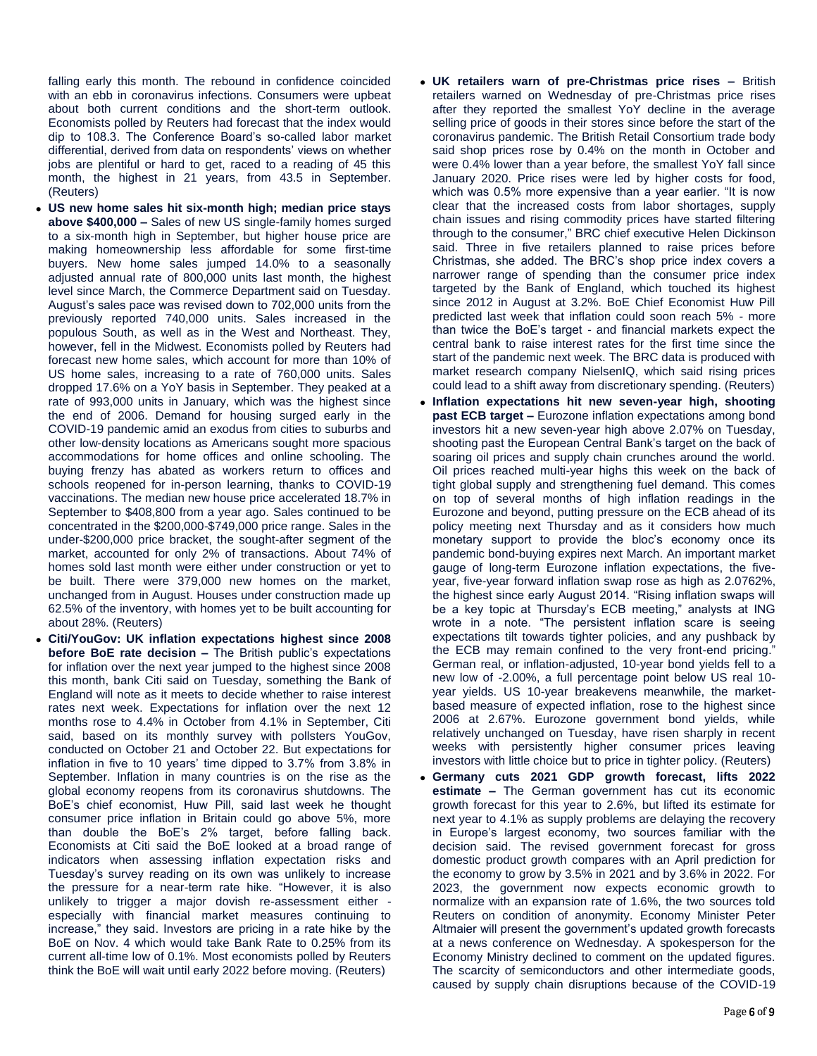falling early this month. The rebound in confidence coincided with an ebb in coronavirus infections. Consumers were upbeat about both current conditions and the short-term outlook. Economists polled by Reuters had forecast that the index would dip to 108.3. The Conference Board's so-called labor market differential, derived from data on respondents' views on whether jobs are plentiful or hard to get, raced to a reading of 45 this month, the highest in 21 years, from 43.5 in September. (Reuters)

- **US new home sales hit six-month high; median price stays above $400,000 –** Sales of new US single-family homes surged to a six-month high in September, but higher house price are making homeownership less affordable for some first-time buyers. New home sales jumped 14.0% to a seasonally adjusted annual rate of 800,000 units last month, the highest level since March, the Commerce Department said on Tuesday. August's sales pace was revised down to 702,000 units from the previously reported 740,000 units. Sales increased in the populous South, as well as in the West and Northeast. They, however, fell in the Midwest. Economists polled by Reuters had forecast new home sales, which account for more than 10% of US home sales, increasing to a rate of 760,000 units. Sales dropped 17.6% on a YoY basis in September. They peaked at a rate of 993,000 units in January, which was the highest since the end of 2006. Demand for housing surged early in the COVID-19 pandemic amid an exodus from cities to suburbs and other low-density locations as Americans sought more spacious accommodations for home offices and online schooling. The buying frenzy has abated as workers return to offices and schools reopened for in-person learning, thanks to COVID-19 vaccinations. The median new house price accelerated 18.7% in September to $408,800 from a year ago. Sales continued to be concentrated in the $200,000-$749,000 price range. Sales in the under-$200,000 price bracket, the sought-after segment of the market, accounted for only 2% of transactions. About 74% of homes sold last month were either under construction or yet to be built. There were 379,000 new homes on the market, unchanged from in August. Houses under construction made up 62.5% of the inventory, with homes yet to be built accounting for about 28%. (Reuters)
- **Citi/YouGov: UK inflation expectations highest since 2008 before BoE rate decision –** The British public's expectations for inflation over the next year jumped to the highest since 2008 this month, bank Citi said on Tuesday, something the Bank of England will note as it meets to decide whether to raise interest rates next week. Expectations for inflation over the next 12 months rose to 4.4% in October from 4.1% in September, Citi said, based on its monthly survey with pollsters YouGov, conducted on October 21 and October 22. But expectations for inflation in five to 10 years' time dipped to 3.7% from 3.8% in September. Inflation in many countries is on the rise as the global economy reopens from its coronavirus shutdowns. The BoE's chief economist, Huw Pill, said last week he thought consumer price inflation in Britain could go above 5%, more than double the BoE's 2% target, before falling back. Economists at Citi said the BoE looked at a broad range of indicators when assessing inflation expectation risks and Tuesday's survey reading on its own was unlikely to increase the pressure for a near-term rate hike. "However, it is also unlikely to trigger a major dovish re-assessment either - especially with financial market measures continuing to increase," they said. Investors are pricing in a rate hike by the BoE on Nov. 4 which would take Bank Rate to 0.25% from its current all-time low of 0.1%. Most economists polled by Reuters think the BoE will wait until early 2022 before moving. (Reuters)
- **UK retailers warn of pre-Christmas price rises –** British retailers warned on Wednesday of pre-Christmas price rises after they reported the smallest YoY decline in the average selling price of goods in their stores since before the start of the coronavirus pandemic. The British Retail Consortium trade body said shop prices rose by 0.4% on the month in October and were 0.4% lower than a year before, the smallest YoY fall since January 2020. Price rises were led by higher costs for food, which was 0.5% more expensive than a year earlier. "It is now clear that the increased costs from labor shortages, supply chain issues and rising commodity prices have started filtering through to the consumer," BRC chief executive Helen Dickinson said. Three in five retailers planned to raise prices before Christmas, she added. The BRC's shop price index covers a narrower range of spending than the consumer price index targeted by the Bank of England, which touched its highest since 2012 in August at 3.2%. BoE Chief Economist Huw Pill predicted last week that inflation could soon reach 5% - more than twice the BoE's target - and financial markets expect the central bank to raise interest rates for the first time since the start of the pandemic next week. The BRC data is produced with market research company NielsenIQ, which said rising prices could lead to a shift away from discretionary spending. (Reuters)
- **Inflation expectations hit new seven-year high, shooting past ECB target –** Eurozone inflation expectations among bond investors hit a new seven-year high above 2.07% on Tuesday, shooting past the European Central Bank's target on the back of soaring oil prices and supply chain crunches around the world. Oil prices reached multi-year highs this week on the back of tight global supply and strengthening fuel demand. This comes on top of several months of high inflation readings in the Eurozone and beyond, putting pressure on the ECB ahead of its policy meeting next Thursday and as it considers how much monetary support to provide the bloc's economy once its pandemic bond-buying expires next March. An important market gauge of long-term Eurozone inflation expectations, the five-year, five-year forward inflation swap rose as high as 2.0762%, the highest since early August 2014. "Rising inflation swaps will be a key topic at Thursday's ECB meeting," analysts at ING wrote in a note. "The persistent inflation scare is seeing expectations tilt towards tighter policies, and any pushback by the ECB may remain confined to the very front-end pricing." German real, or inflation-adjusted, 10-year bond yields fell to a new low of -2.00%, a full percentage point below US real 10-year yields. US 10-year breakevens meanwhile, the market-based measure of expected inflation, rose to the highest since 2006 at 2.67%. Eurozone government bond yields, while relatively unchanged on Tuesday, have risen sharply in recent weeks with persistently higher consumer prices leaving investors with little choice but to price in tighter policy. (Reuters)
- **Germany cuts 2021 GDP growth forecast, lifts 2022 estimate –** The German government has cut its economic growth forecast for this year to 2.6%, but lifted its estimate for next year to 4.1% as supply problems are delaying the recovery in Europe's largest economy, two sources familiar with the decision said. The revised government forecast for gross domestic product growth compares with an April prediction for the economy to grow by 3.5% in 2021 and by 3.6% in 2022. For 2023, the government now expects economic growth to normalize with an expansion rate of 1.6%, the two sources told Reuters on condition of anonymity. Economy Minister Peter Altmaier will present the government's updated growth forecasts at a news conference on Wednesday. A spokesperson for the Economy Ministry declined to comment on the updated figures. The scarcity of semiconductors and other intermediate goods, caused by supply chain disruptions because of the COVID-19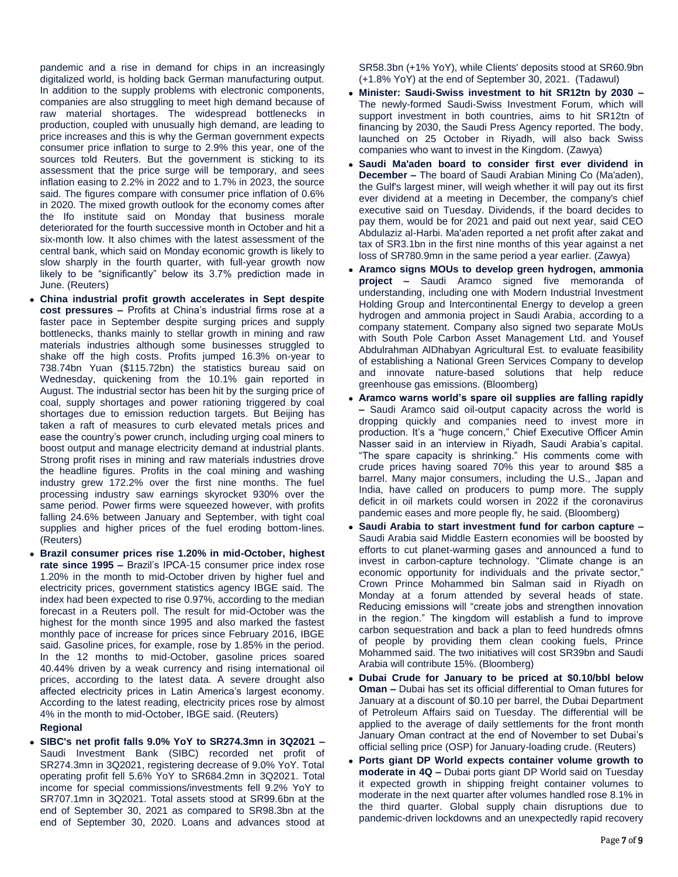pandemic and a rise in demand for chips in an increasingly digitalized world, is holding back German manufacturing output. In addition to the supply problems with electronic components, companies are also struggling to meet high demand because of raw material shortages. The widespread bottlenecks in production, coupled with unusually high demand, are leading to price increases and this is why the German government expects consumer price inflation to surge to 2.9% this year, one of the sources told Reuters. But the government is sticking to its assessment that the price surge will be temporary, and sees inflation easing to 2.2% in 2022 and to 1.7% in 2023, the source said. The figures compare with consumer price inflation of 0.6% in 2020. The mixed growth outlook for the economy comes after the Ifo institute said on Monday that business morale deteriorated for the fourth successive month in October and hit a six-month low. It also chimes with the latest assessment of the central bank, which said on Monday economic growth is likely to slow sharply in the fourth quarter, with full-year growth now likely to be "significantly" below its 3.7% prediction made in June. (Reuters)

- **China industrial profit growth accelerates in Sept despite cost pressures –** Profits at China's industrial firms rose at a faster pace in September despite surging prices and supply bottlenecks, thanks mainly to stellar growth in mining and raw materials industries although some businesses struggled to shake off the high costs. Profits jumped 16.3% on-year to 738.74bn Yuan ($115.72bn) the statistics bureau said on Wednesday, quickening from the 10.1% gain reported in August. The industrial sector has been hit by the surging price of coal, supply shortages and power rationing triggered by coal shortages due to emission reduction targets. But Beijing has taken a raft of measures to curb elevated metals prices and ease the country's power crunch, including urging coal miners to boost output and manage electricity demand at industrial plants. Strong profit rises in mining and raw materials industries drove the headline figures. Profits in the coal mining and washing industry grew 172.2% over the first nine months. The fuel processing industry saw earnings skyrocket 930% over the same period. Power firms were squeezed however, with profits falling 24.6% between January and September, with tight coal supplies and higher prices of the fuel eroding bottom-lines. (Reuters)
- **Brazil consumer prices rise 1.20% in mid-October, highest rate since 1995 –** Brazil's IPCA-15 consumer price index rose 1.20% in the month to mid-October driven by higher fuel and electricity prices, government statistics agency IBGE said. The index had been expected to rise 0.97%, according to the median forecast in a Reuters poll. The result for mid-October was the highest for the month since 1995 and also marked the fastest monthly pace of increase for prices since February 2016, IBGE said. Gasoline prices, for example, rose by 1.85% in the period. In the 12 months to mid-October, gasoline prices soared 40.44% driven by a weak currency and rising international oil prices, according to the latest data. A severe drought also affected electricity prices in Latin America's largest economy. According to the latest reading, electricity prices rose by almost 4% in the month to mid-October, IBGE said. (Reuters)

**Regional**

- **SIBC's net profit falls 9.0% YoY to SR274.3mn in 3Q2021 –** Saudi Investment Bank (SIBC) recorded net profit of SR274.3mn in 3Q2021, registering decrease of 9.0% YoY. Total operating profit fell 5.6% YoY to SR684.2mn in 3Q2021. Total income for special commissions/investments fell 9.2% YoY to SR707.1mn in 3Q2021. Total assets stood at SR99.6bn at the end of September 30, 2021 as compared to SR98.3bn at the end of September 30, 2020. Loans and advances stood at SR58.3bn (+1% YoY), while Clients' deposits stood at SR60.9bn (+1.8% YoY) at the end of September 30, 2021. (Tadawul)
- **Minister: Saudi-Swiss investment to hit SR12tn by 2030 –** The newly-formed Saudi-Swiss Investment Forum, which will support investment in both countries, aims to hit SR12tn of financing by 2030, the Saudi Press Agency reported. The body, launched on 25 October in Riyadh, will also back Swiss companies who want to invest in the Kingdom. (Zawya)
- **Saudi Ma'aden board to consider first ever dividend in December –** The board of Saudi Arabian Mining Co (Ma'aden), the Gulf's largest miner, will weigh whether it will pay out its first ever dividend at a meeting in December, the company's chief executive said on Tuesday. Dividends, if the board decides to pay them, would be for 2021 and paid out next year, said CEO Abdulaziz al-Harbi. Ma'aden reported a net profit after zakat and tax of SR3.1bn in the first nine months of this year against a net loss of SR780.9mn in the same period a year earlier. (Zawya)
- **Aramco signs MOUs to develop green hydrogen, ammonia project –** Saudi Aramco signed five memoranda of understanding, including one with Modern Industrial Investment Holding Group and Intercontinental Energy to develop a green hydrogen and ammonia project in Saudi Arabia, according to a company statement. Company also signed two separate MoUs with South Pole Carbon Asset Management Ltd. and Yousef Abdulrahman AlDhabyan Agricultural Est. to evaluate feasibility of establishing a National Green Services Company to develop and innovate nature-based solutions that help reduce greenhouse gas emissions. (Bloomberg)
- **Aramco warns world's spare oil supplies are falling rapidly –** Saudi Aramco said oil-output capacity across the world is dropping quickly and companies need to invest more in production. It's a "huge concern," Chief Executive Officer Amin Nasser said in an interview in Riyadh, Saudi Arabia's capital. "The spare capacity is shrinking." His comments come with crude prices having soared 70% this year to around $85 a barrel. Many major consumers, including the U.S., Japan and India, have called on producers to pump more. The supply deficit in oil markets could worsen in 2022 if the coronavirus pandemic eases and more people fly, he said. (Bloomberg)
- **Saudi Arabia to start investment fund for carbon capture –** Saudi Arabia said Middle Eastern economies will be boosted by efforts to cut planet-warming gases and announced a fund to invest in carbon-capture technology. "Climate change is an economic opportunity for individuals and the private sector," Crown Prince Mohammed bin Salman said in Riyadh on Monday at a forum attended by several heads of state. Reducing emissions will "create jobs and strengthen innovation in the region." The kingdom will establish a fund to improve carbon sequestration and back a plan to feed hundreds ofmns of people by providing them clean cooking fuels, Prince Mohammed said. The two initiatives will cost SR39bn and Saudi Arabia will contribute 15%. (Bloomberg)
- **Dubai Crude for January to be priced at $0.10/bbl below Oman –** Dubai has set its official differential to Oman futures for January at a discount of $0.10 per barrel, the Dubai Department of Petroleum Affairs said on Tuesday. The differential will be applied to the average of daily settlements for the front month January Oman contract at the end of November to set Dubai's official selling price (OSP) for January-loading crude. (Reuters)
- **Ports giant DP World expects container volume growth to moderate in 4Q –** Dubai ports giant DP World said on Tuesday it expected growth in shipping freight container volumes to moderate in the next quarter after volumes handled rose 8.1% in the third quarter. Global supply chain disruptions due to pandemic-driven lockdowns and an unexpectedly rapid recovery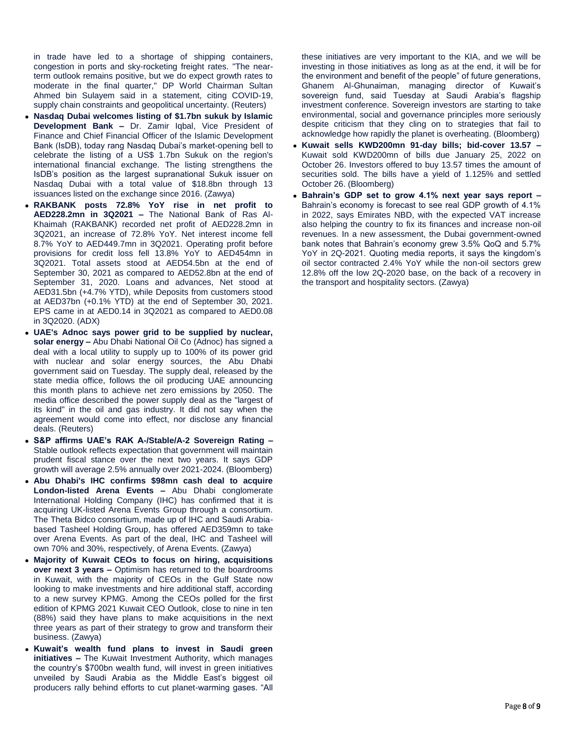in trade have led to a shortage of shipping containers, congestion in ports and sky-rocketing freight rates. "The near-term outlook remains positive, but we do expect growth rates to moderate in the final quarter," DP World Chairman Sultan Ahmed bin Sulayem said in a statement, citing COVID-19, supply chain constraints and geopolitical uncertainty. (Reuters)

- **Nasdaq Dubai welcomes listing of $1.7bn sukuk by Islamic Development Bank –** Dr. Zamir Iqbal, Vice President of Finance and Chief Financial Officer of the Islamic Development Bank (IsDB), today rang Nasdaq Dubai's market-opening bell to celebrate the listing of a US$ 1.7bn Sukuk on the region's international financial exchange. The listing strengthens the IsDB's position as the largest supranational Sukuk issuer on Nasdaq Dubai with a total value of $18.8bn through 13 issuances listed on the exchange since 2016. (Zawya)
- **RAKBANK posts 72.8% YoY rise in net profit to AED228.2mn in 3Q2021 –** The National Bank of Ras Al-Khaimah (RAKBANK) recorded net profit of AED228.2mn in 3Q2021, an increase of 72.8% YoY. Net interest income fell 8.7% YoY to AED449.7mn in 3Q2021. Operating profit before provisions for credit loss fell 13.8% YoY to AED454mn in 3Q2021. Total assets stood at AED54.5bn at the end of September 30, 2021 as compared to AED52.8bn at the end of September 31, 2020. Loans and advances, Net stood at AED31.5bn (+4.7% YTD), while Deposits from customers stood at AED37bn (+0.1% YTD) at the end of September 30, 2021. EPS came in at AED0.14 in 3Q2021 as compared to AED0.08 in 3Q2020. (ADX)
- **UAE's Adnoc says power grid to be supplied by nuclear, solar energy –** Abu Dhabi National Oil Co (Adnoc) has signed a deal with a local utility to supply up to 100% of its power grid with nuclear and solar energy sources, the Abu Dhabi government said on Tuesday. The supply deal, released by the state media office, follows the oil producing UAE announcing this month plans to achieve net zero emissions by 2050. The media office described the power supply deal as the "largest of its kind" in the oil and gas industry. It did not say when the agreement would come into effect, nor disclose any financial deals. (Reuters)
- **S&P affirms UAE's RAK A-/Stable/A-2 Sovereign Rating –** Stable outlook reflects expectation that government will maintain prudent fiscal stance over the next two years. It says GDP growth will average 2.5% annually over 2021-2024. (Bloomberg)
- **Abu Dhabi's IHC confirms $98mn cash deal to acquire London-listed Arena Events –** Abu Dhabi conglomerate International Holding Company (IHC) has confirmed that it is acquiring UK-listed Arena Events Group through a consortium. The Theta Bidco consortium, made up of IHC and Saudi Arabia-based Tasheel Holding Group, has offered AED359mn to take over Arena Events. As part of the deal, IHC and Tasheel will own 70% and 30%, respectively, of Arena Events. (Zawya)
- **Majority of Kuwait CEOs to focus on hiring, acquisitions over next 3 years –** Optimism has returned to the boardrooms in Kuwait, with the majority of CEOs in the Gulf State now looking to make investments and hire additional staff, according to a new survey KPMG. Among the CEOs polled for the first edition of KPMG 2021 Kuwait CEO Outlook, close to nine in ten (88%) said they have plans to make acquisitions in the next three years as part of their strategy to grow and transform their business. (Zawya)
- **Kuwait's wealth fund plans to invest in Saudi green initiatives –** The Kuwait Investment Authority, which manages the country's $700bn wealth fund, will invest in green initiatives unveiled by Saudi Arabia as the Middle East's biggest oil producers rally behind efforts to cut planet-warming gases. "All these initiatives are very important to the KIA, and we will be investing in those initiatives as long as at the end, it will be for the environment and benefit of the people" of future generations, Ghanem Al-Ghunaiman, managing director of Kuwait's sovereign fund, said Tuesday at Saudi Arabia's flagship investment conference. Sovereign investors are starting to take environmental, social and governance principles more seriously despite criticism that they cling on to strategies that fail to acknowledge how rapidly the planet is overheating. (Bloomberg)
- **Kuwait sells KWD200mn 91-day bills; bid-cover 13.57 –** Kuwait sold KWD200mn of bills due January 25, 2022 on October 26. Investors offered to buy 13.57 times the amount of securities sold. The bills have a yield of 1.125% and settled October 26. (Bloomberg)
- **Bahrain's GDP set to grow 4.1% next year says report –** Bahrain's economy is forecast to see real GDP growth of 4.1% in 2022, says Emirates NBD, with the expected VAT increase also helping the country to fix its finances and increase non-oil revenues. In a new assessment, the Dubai government-owned bank notes that Bahrain's economy grew 3.5% QoQ and 5.7% YoY in 2Q-2021. Quoting media reports, it says the kingdom's oil sector contracted 2.4% YoY while the non-oil sectors grew 12.8% off the low 2Q-2020 base, on the back of a recovery in the transport and hospitality sectors. (Zawya)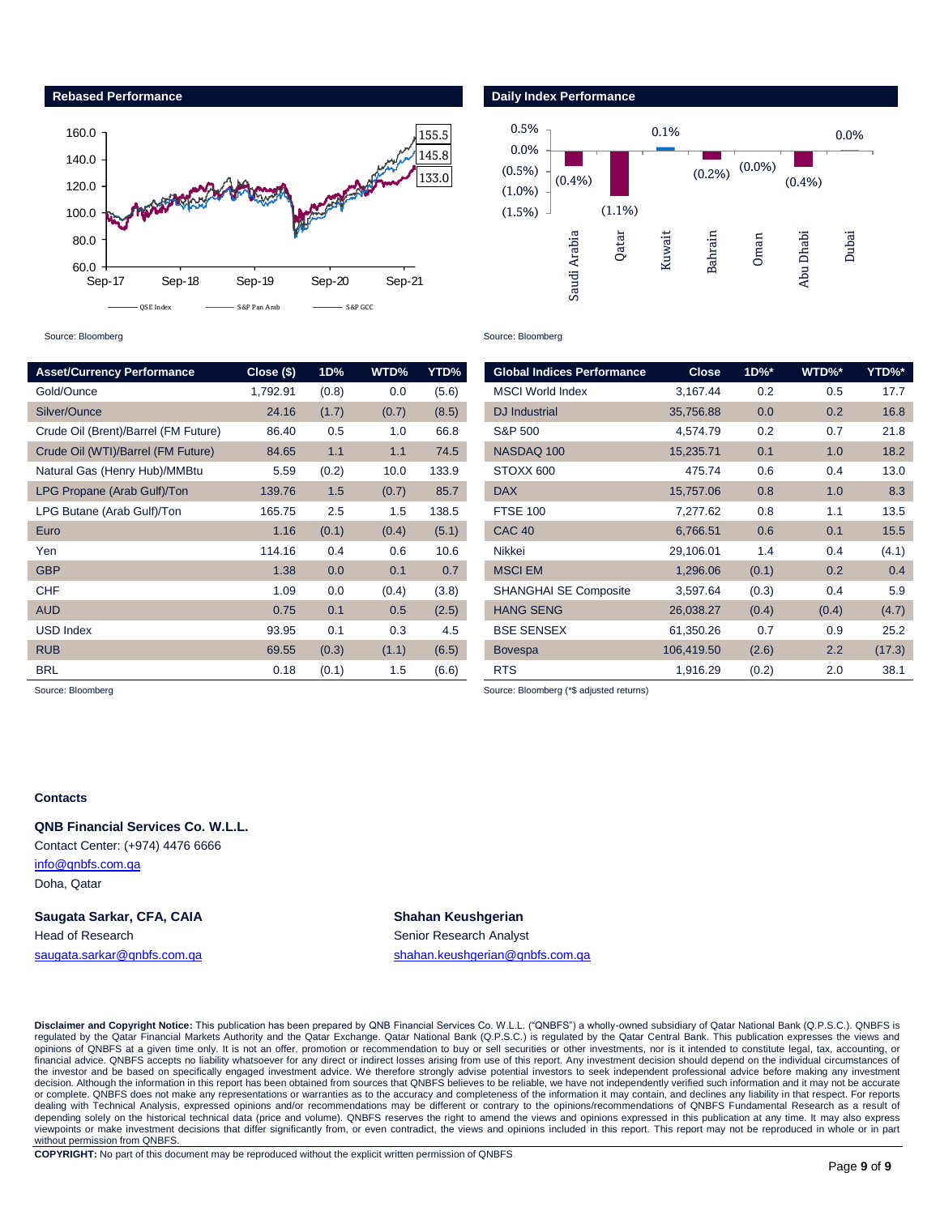**Rebased Performance**

160.0
140.0
120.0
100.0
80.0
60.0

Sep-17 Sep-18 Sep-19 Sep-20 Sep-21

155.5
145.8
133.0

QSE Index S&P Pan Arab S&P GCC

Source: Bloomberg

**Daily Index Performance**

0.5%
0.0%
(0.5%)
(1.0%)
(1.5%)

(0.4%) (1.1%) 0.1% (0.2%) (0.0%) (0.4%) 0.0%

Saudi Arabia Qatar Kuwait Bahrain Oman Abu Dhabi Dubai

Source: Bloomberg

| Asset/Currency Performance | Close ($) | 1D% | WTD% | YTD% |
|---|---|---|---|---|
| Gold/Ounce | 1,792.91 | (0.8) | 0.0 | (5.6) |
| Silver/Ounce | 24.16 | (1.7) | (0.7) | (8.5) |
| Crude Oil (Brent)/Barrel (FM Future) | 86.40 | 0.5 | 1.0 | 66.8 |
| Crude Oil (WTI)/Barrel (FM Future) | 84.65 | 1.1 | 1.1 | 74.5 |
| Natural Gas (Henry Hub)/MMBtu | 5.59 | (0.2) | 10.0 | 133.9 |
| LPG Propane (Arab Gulf)/Ton | 139.76 | 1.5 | (0.7) | 85.7 |
| LPG Butane (Arab Gulf)/Ton | 165.75 | 2.5 | 1.5 | 138.5 |
| Euro | 1.16 | (0.1) | (0.4) | (5.1) |
| Yen | 114.16 | 0.4 | 0.6 | 10.6 |
| GBP | 1.38 | 0.0 | 0.1 | 0.7 |
| CHF | 1.09 | 0.0 | (0.4) | (3.8) |
| AUD | 0.75 | 0.1 | 0.5 | (2.5) |
| USD Index | 93.95 | 0.1 | 0.3 | 4.5 |
| RUB | 69.55 | (0.3) | (1.1) | (6.5) |
| BRL | 0.18 | (0.1) | 1.5 | (6.6) |

Source: Bloomberg

| Global Indices Performance | Close | 1D%* | WTD%* | YTD%* |
|---|---|---|---|---|
| MSCI World Index | 3,167.44 | 0.2 | 0.5 | 17.7 |
| DJ Industrial | 35,756.88 | 0.0 | 0.2 | 16.8 |
| S&P 500 | 4,574.79 | 0.2 | 0.7 | 21.8 |
| NASDAQ 100 | 15,235.71 | 0.1 | 1.0 | 18.2 |
| STOXX 600 | 475.74 | 0.6 | 0.4 | 13.0 |
| DAX | 15,757.06 | 0.8 | 1.0 | 8.3 |
| FTSE 100 | 7,277.62 | 0.8 | 1.1 | 13.5 |
| CAC 40 | 6,766.51 | 0.6 | 0.1 | 15.5 |
| Nikkei | 29,106.01 | 1.4 | 0.4 | (4.1) |
| MSCI EM | 1,296.06 | (0.1) | 0.2 | 0.4 |
| SHANGHAI SE Composite | 3,597.64 | (0.3) | 0.4 | 5.9 |
| HANG SENG | 26,038.27 | (0.4) | (0.4) | (4.7) |
| BSE SENSEX | 61,350.26 | 0.7 | 0.9 | 25.2 |
| Bovespa | 106,419.50 | (2.6) | 2.2 | (17.3) |
| RTS | 1,916.29 | (0.2) | 2.0 | 38.1 |

Source: Bloomberg (*$ adjusted returns)

**Contacts**

**QNB Financial Services Co. W.L.L.**
Contact Center: (+974) 4476 6666
info@qnbfs.com.qa
Doha, Qatar

**Saugata Sarkar, CFA, CAIA**
Head of Research
saugata.sarkar@qnbfs.com.qa

**Shahan Keushgerian**
Senior Research Analyst
shahan.keushgerian@qnbfs.com.qa

**Disclaimer and Copyright Notice:** This publication has been prepared by QNB Financial Services Co. W.L.L. ("QNBFS") a wholly-owned subsidiary of Qatar National Bank (Q.P.S.C.). QNBFS is regulated by the Qatar Financial Markets Authority and the Qatar Exchange. Qatar National Bank (Q.P.S.C.) is regulated by the Qatar Central Bank. This publication expresses the views and opinions of QNBFS at a given time only. It is not an offer, promotion or recommendation to buy or sell securities or other investments, nor is it intended to constitute legal, tax, accounting, or financial advice. QNBFS accepts no liability whatsoever for any direct or indirect losses arising from use of this report. Any investment decision should depend on the individual circumstances of the investor and be based on specifically engaged investment advice. We therefore strongly advise potential investors to seek independent professional advice before making any investment decision. Although the information in this report has been obtained from sources that QNBFS believes to be reliable, we have not independently verified such information and it may not be accurate or complete. QNBFS does not make any representations or warranties as to the accuracy and completeness of the information it may contain, and declines any liability in that respect. For reports dealing with Technical Analysis, expressed opinions and/or recommendations may be different or contrary to the opinions/recommendations of QNBFS Fundamental Research as a result of depending solely on the historical technical data (price and volume). QNBFS reserves the right to amend the views and opinions expressed in this publication at any time. It may also express viewpoints or make investment decisions that differ significantly from, or even contradict, the views and opinions included in this report. This report may not be reproduced in whole or in part without permission from QNBFS.

**COPYRIGHT:** No part of this document may be reproduced without the explicit written permission of QNBFS.